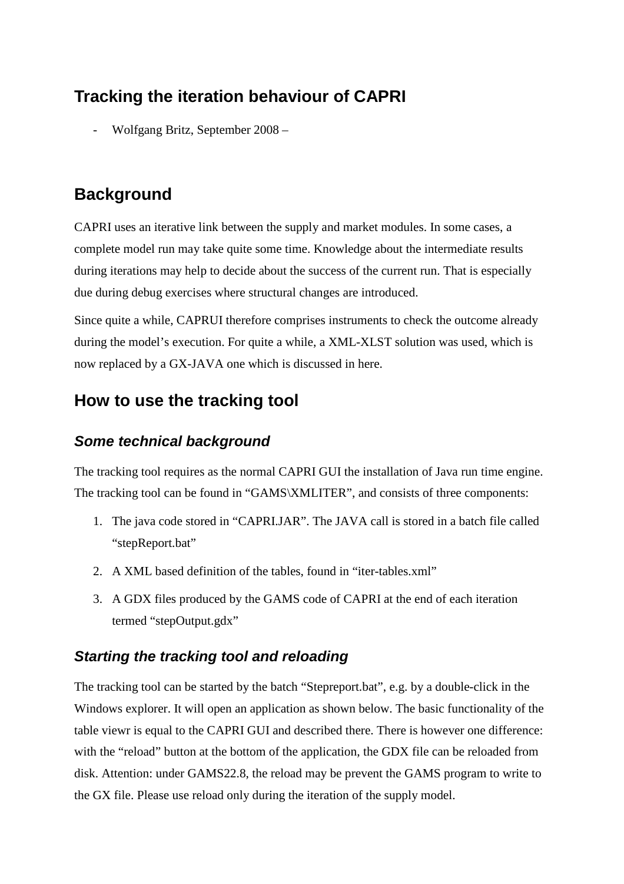## Tracking the iteration behaviour of CAPRI

- Wolfgang Britz, September 2008 –

## Background

CAPRI uses an iterative link between the supply and market modules. In some cases, a complete model run may take quite some time. Knowledge about the intermediate results during iterations may help to decide about the success of the current run. That is especially due during debug exercises where structural changes are introduced.

Since quite a while, CAPRUI therefore comprises instruments to check the outcome already during the model's execution. For quite a while, a XML-XLST solution was used, which is now replaced by a GX-JAVA one which is discussed in here.

## How to use the tracking tool

### *Some technical background*

The tracking tool requires as the normal CAPRI GUI the installation of Java run time engine. The tracking tool can be found in "GAMS\XMLITER", and consists of three components:

1. The java code stored in "CAPRI.JAR". The JAVA call is stored in a batch file called "stepReport.bat"
2. A XML based definition of the tables, found in "iter-tables.xml"
3. A GDX files produced by the GAMS code of CAPRI at the end of each iteration termed "stepOutput.gdx"

### *Starting the tracking tool and reloading*

The tracking tool can be started by the batch "Stepreport.bat", e.g. by a double-click in the Windows explorer. It will open an application as shown below. The basic functionality of the table viewr is equal to the CAPRI GUI and described there. There is however one difference: with the "reload" button at the bottom of the application, the GDX file can be reloaded from disk. Attention: under GAMS22.8, the reload may be prevent the GAMS program to write to the GX file. Please use reload only during the iteration of the supply model.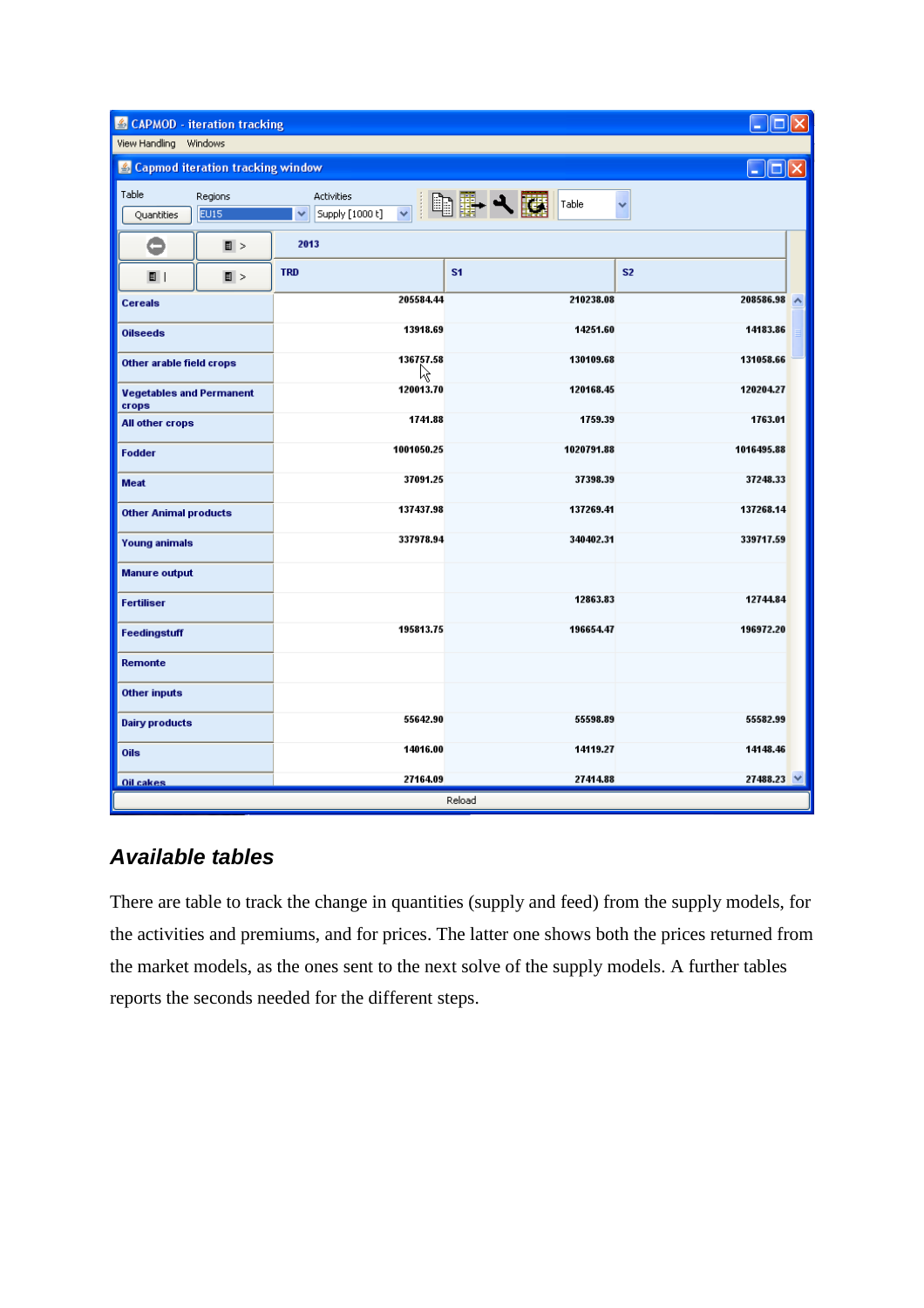| | TRD | S1 | S2 |
|---|---|---|---|
| Cereals | 205584.44 | 210238.08 | 208586.98 |
| Oilseeds | 13918.69 | 14251.60 | 14183.86 |
| Other arable field crops | 136757.58 | 130109.68 | 131058.66 |
| Vegetables and Permanent crops | 120013.70 | 120168.45 | 120204.27 |
| All other crops | 1741.88 | 1759.39 | 1763.01 |
| Fodder | 1001050.25 | 1020791.88 | 1016495.88 |
| Meat | 37091.25 | 37398.39 | 37248.33 |
| Other Animal products | 137437.98 | 137269.41 | 137268.14 |
| Young animals | 337978.94 | 340402.31 | 339717.59 |
| Manure output | | | |
| Fertiliser | | 12863.83 | 12744.84 |
| Feedingstuff | 195813.75 | 196654.47 | 196972.20 |
| Remonte | | | |
| Other inputs | | | |
| Dairy products | 55642.90 | 55598.89 | 55582.99 |
| Oils | 14016.00 | 14119.27 | 14148.46 |
| Oil cakes | 27164.09 | 27414.88 | 27488.23 |

### *Available tables*

There are table to track the change in quantities (supply and feed) from the supply models, for the activities and premiums, and for prices. The latter one shows both the prices returned from the market models, as the ones sent to the next solve of the supply models. A further tables reports the seconds needed for the different steps.